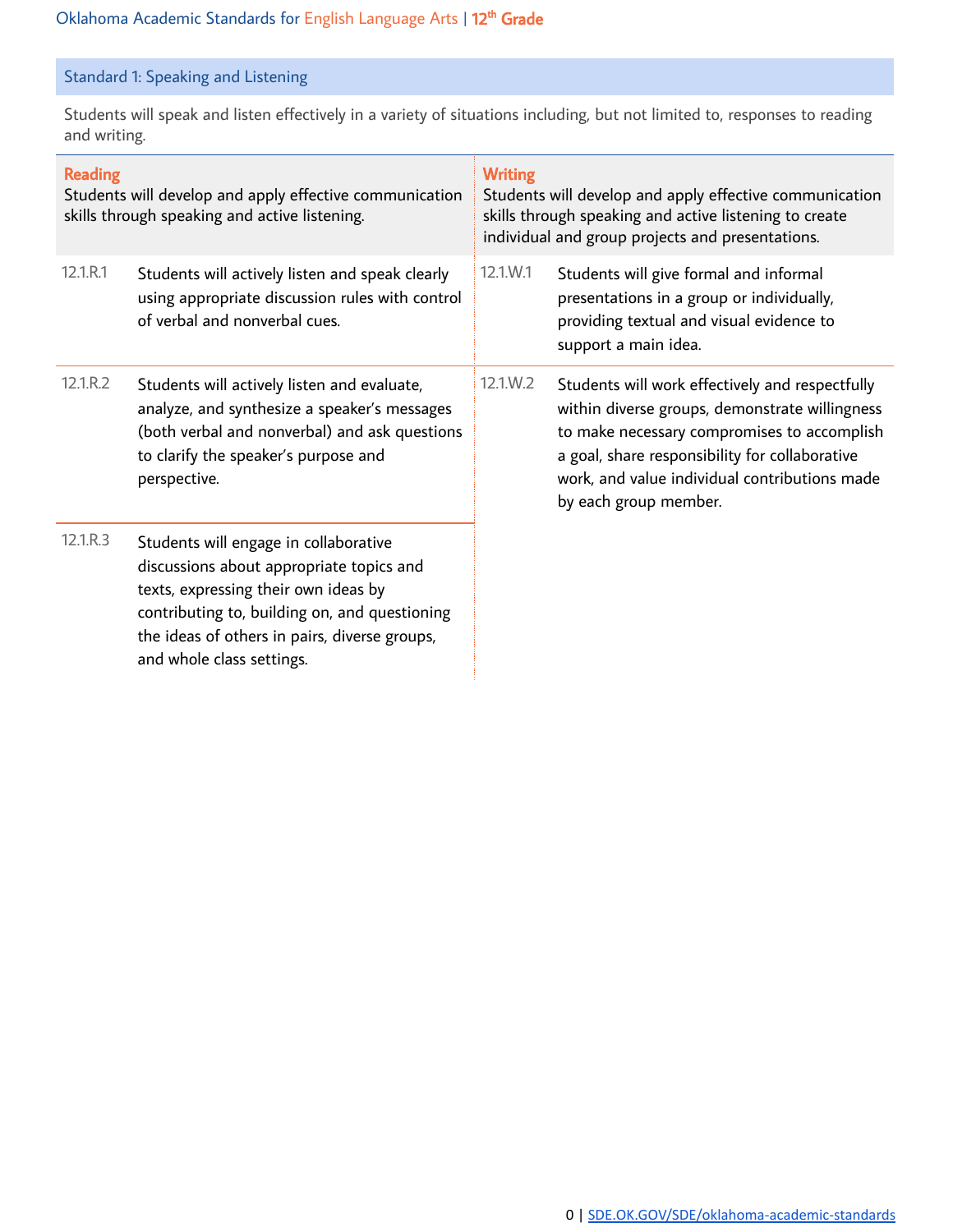## Standard 1: Speaking and Listening

Students will speak and listen effectively in a variety of situations including, but not limited to, responses to reading and writing.

### Reading

Students will develop and apply effective communication skills through speaking and active listening.

| | |
|---|---|
| 12.1.R.1 | Students will actively listen and speak clearly using appropriate discussion rules with control of verbal and nonverbal cues. |
| 12.1.R.2 | Students will actively listen and evaluate, analyze, and synthesize a speaker's messages (both verbal and nonverbal) and ask questions to clarify the speaker's purpose and perspective. |
| 12.1.R.3 | Students will engage in collaborative discussions about appropriate topics and texts, expressing their own ideas by contributing to, building on, and questioning the ideas of others in pairs, diverse groups, and whole class settings. |

### Writing

Students will develop and apply effective communication skills through speaking and active listening to create individual and group projects and presentations.

| | |
|---|---|
| 12.1.W.1 | Students will give formal and informal presentations in a group or individually, providing textual and visual evidence to support a main idea. |
| 12.1.W.2 | Students will work effectively and respectfully within diverse groups, demonstrate willingness to make necessary compromises to accomplish a goal, share responsibility for collaborative work, and value individual contributions made by each group member. |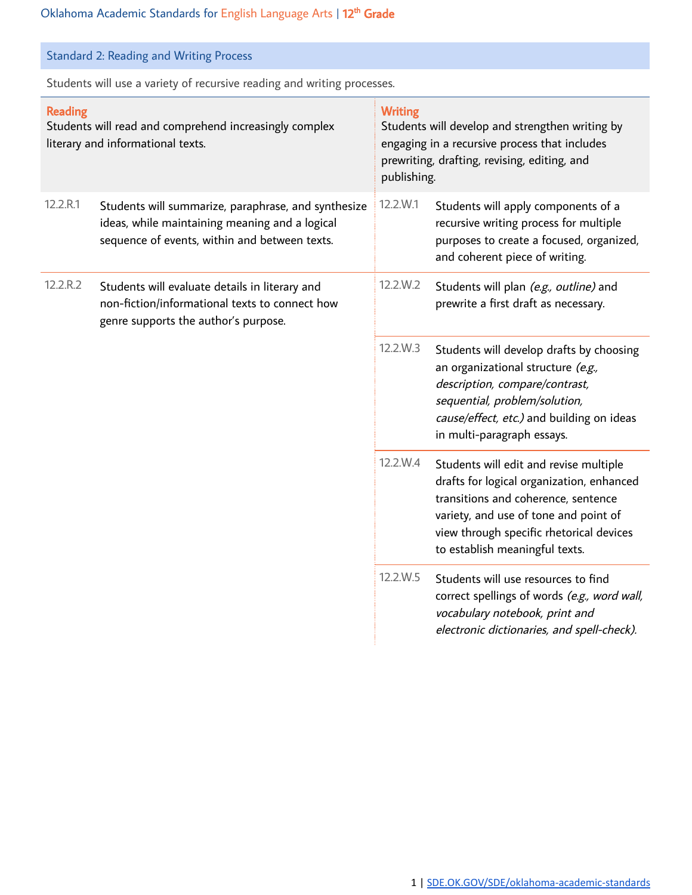## Standard 2: Reading and Writing Process

Students will use a variety of recursive reading and writing processes.

| Reading | | Writing | |
|---|---|---|---|
| Students will read and comprehend increasingly complex literary and informational texts. | | Students will develop and strengthen writing by engaging in a recursive process that includes prewriting, drafting, revising, editing, and publishing. | |
| 12.2.R.1 | Students will summarize, paraphrase, and synthesize ideas, while maintaining meaning and a logical sequence of events, within and between texts. | 12.2.W.1 | Students will apply components of a recursive writing process for multiple purposes to create a focused, organized, and coherent piece of writing. |
| 12.2.R.2 | Students will evaluate details in literary and non-fiction/informational texts to connect how genre supports the author's purpose. | 12.2.W.2 | Students will plan *(e.g., outline)* and prewrite a first draft as necessary. |
| | | 12.2.W.3 | Students will develop drafts by choosing an organizational structure *(e.g., description, compare/contrast, sequential, problem/solution, cause/effect, etc.)* and building on ideas in multi-paragraph essays. |
| | | 12.2.W.4 | Students will edit and revise multiple drafts for logical organization, enhanced transitions and coherence, sentence variety, and use of tone and point of view through specific rhetorical devices to establish meaningful texts. |
| | | 12.2.W.5 | Students will use resources to find correct spellings of words *(e.g., word wall, vocabulary notebook, print and electronic dictionaries, and spell-check).* |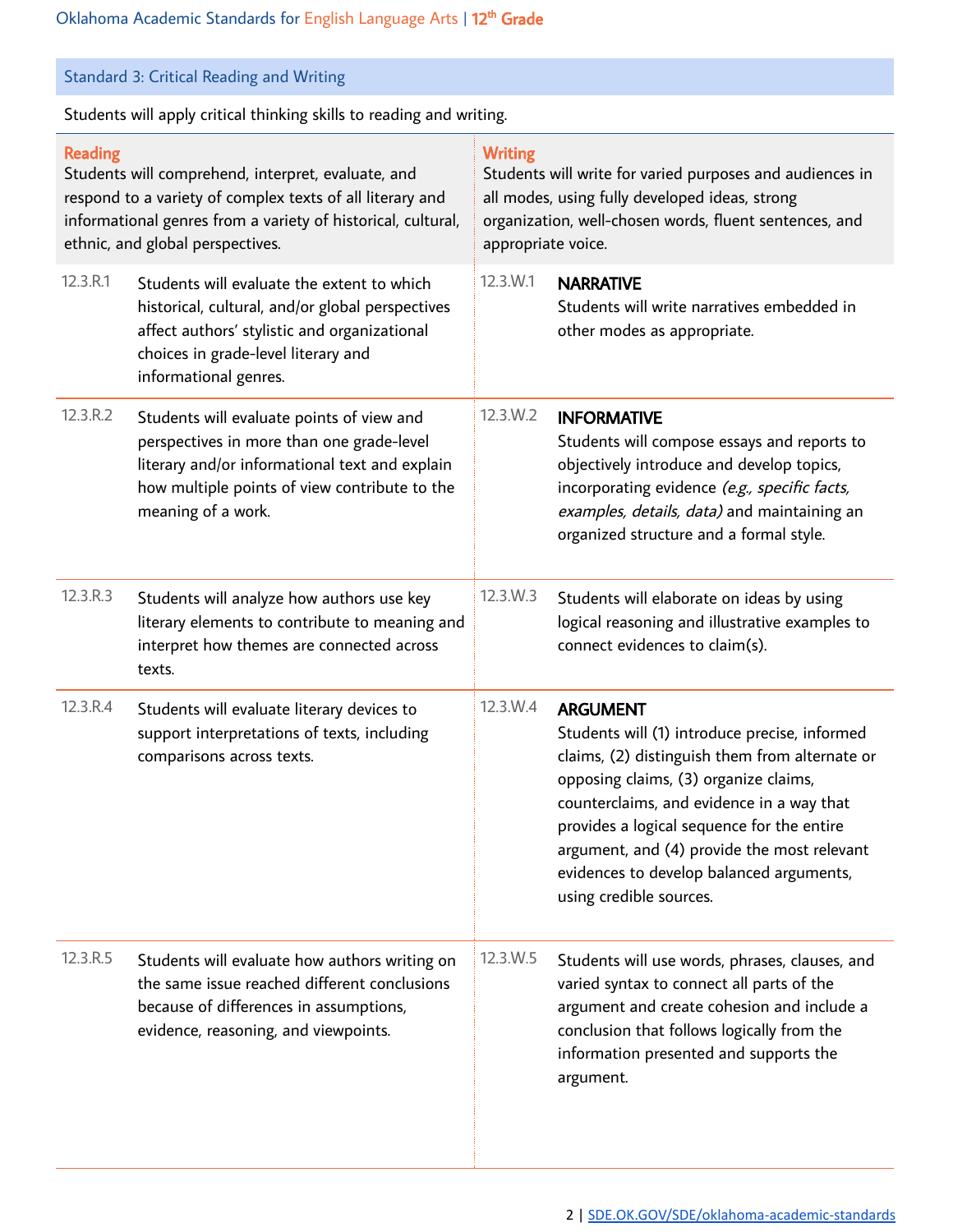## Standard 3: Critical Reading and Writing

Students will apply critical thinking skills to reading and writing.

| **Reading**<br>Students will comprehend, interpret, evaluate, and respond to a variety of complex texts of all literary and informational genres from a variety of historical, cultural, ethnic, and global perspectives. | | **Writing**<br>Students will write for varied purposes and audiences in all modes, using fully developed ideas, strong organization, well-chosen words, fluent sentences, and appropriate voice. | |
|---|---|---|---|
| 12.3.R.1 | Students will evaluate the extent to which historical, cultural, and/or global perspectives affect authors' stylistic and organizational choices in grade-level literary and informational genres. | 12.3.W.1 | **NARRATIVE**<br>Students will write narratives embedded in other modes as appropriate. |
| 12.3.R.2 | Students will evaluate points of view and perspectives in more than one grade-level literary and/or informational text and explain how multiple points of view contribute to the meaning of a work. | 12.3.W.2 | **INFORMATIVE**<br>Students will compose essays and reports to objectively introduce and develop topics, incorporating evidence *(e.g., specific facts, examples, details, data)* and maintaining an organized structure and a formal style. |
| 12.3.R.3 | Students will analyze how authors use key literary elements to contribute to meaning and interpret how themes are connected across texts. | 12.3.W.3 | Students will elaborate on ideas by using logical reasoning and illustrative examples to connect evidences to claim(s). |
| 12.3.R.4 | Students will evaluate literary devices to support interpretations of texts, including comparisons across texts. | 12.3.W.4 | **ARGUMENT**<br>Students will (1) introduce precise, informed claims, (2) distinguish them from alternate or opposing claims, (3) organize claims, counterclaims, and evidence in a way that provides a logical sequence for the entire argument, and (4) provide the most relevant evidences to develop balanced arguments, using credible sources. |
| 12.3.R.5 | Students will evaluate how authors writing on the same issue reached different conclusions because of differences in assumptions, evidence, reasoning, and viewpoints. | 12.3.W.5 | Students will use words, phrases, clauses, and varied syntax to connect all parts of the argument and create cohesion and include a conclusion that follows logically from the information presented and supports the argument. |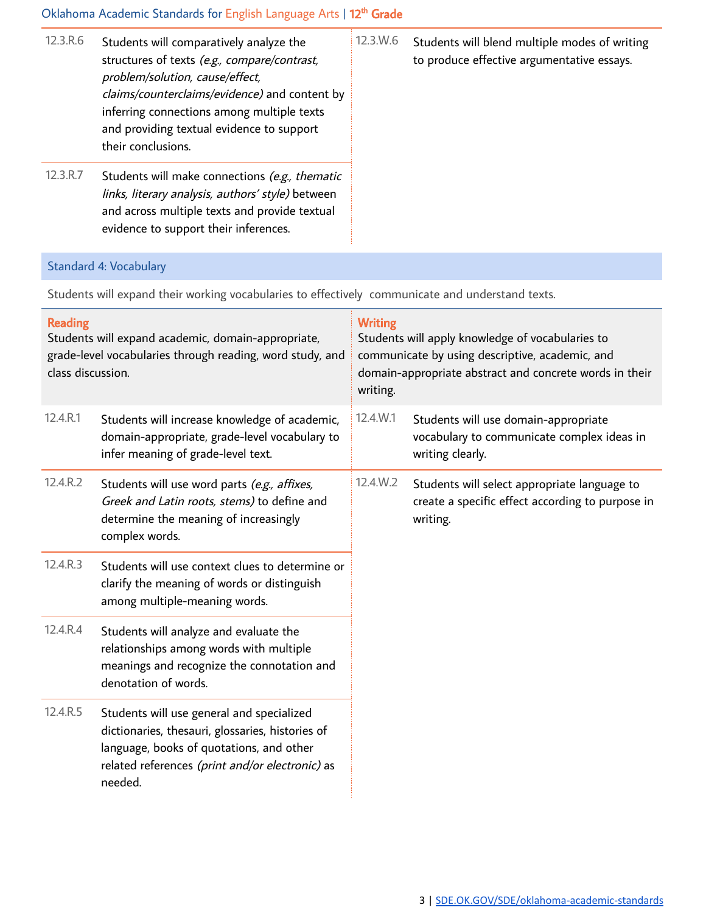| | Reading | | Writing |
|---|---|---|---|
| 12.3.R.6 | Students will comparatively analyze the structures of texts *(e.g., compare/contrast, problem/solution, cause/effect, claims/counterclaims/evidence)* and content by inferring connections among multiple texts and providing textual evidence to support their conclusions. | 12.3.W.6 | Students will blend multiple modes of writing to produce effective argumentative essays. |
| 12.3.R.7 | Students will make connections *(e.g., thematic links, literary analysis, authors' style)* between and across multiple texts and provide textual evidence to support their inferences. | | |

## Standard 4: Vocabulary

Students will expand their working vocabularies to effectively communicate and understand texts.

| | **Reading**<br>Students will expand academic, domain-appropriate, grade-level vocabularies through reading, word study, and class discussion. | | **Writing**<br>Students will apply knowledge of vocabularies to communicate by using descriptive, academic, and domain-appropriate abstract and concrete words in their writing. |
|---|---|---|---|
| 12.4.R.1 | Students will increase knowledge of academic, domain-appropriate, grade-level vocabulary to infer meaning of grade-level text. | 12.4.W.1 | Students will use domain-appropriate vocabulary to communicate complex ideas in writing clearly. |
| 12.4.R.2 | Students will use word parts *(e.g., affixes, Greek and Latin roots, stems)* to define and determine the meaning of increasingly complex words. | 12.4.W.2 | Students will select appropriate language to create a specific effect according to purpose in writing. |
| 12.4.R.3 | Students will use context clues to determine or clarify the meaning of words or distinguish among multiple-meaning words. | | |
| 12.4.R.4 | Students will analyze and evaluate the relationships among words with multiple meanings and recognize the connotation and denotation of words. | | |
| 12.4.R.5 | Students will use general and specialized dictionaries, thesauri, glossaries, histories of language, books of quotations, and other related references *(print and/or electronic)* as needed. | | |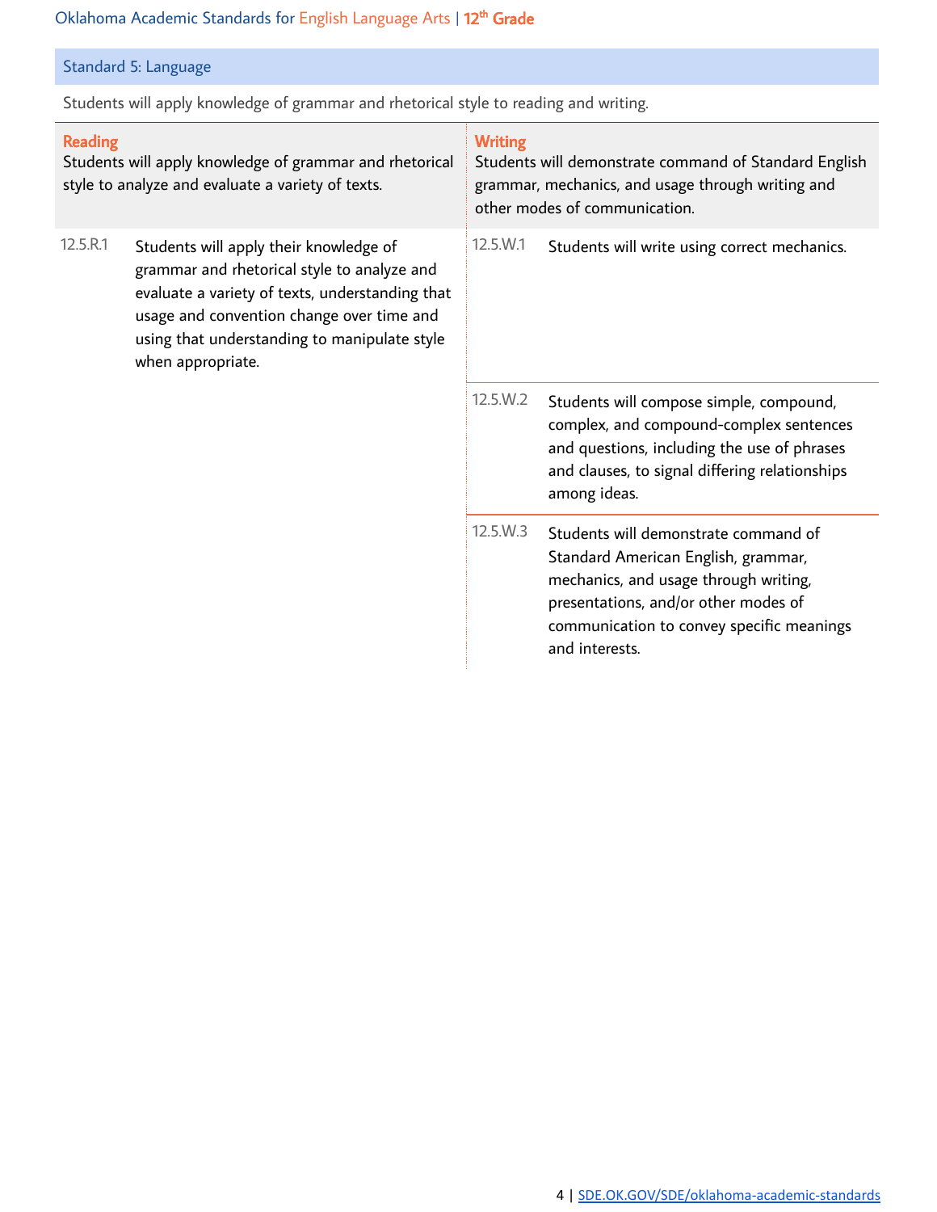## Standard 5: Language

Students will apply knowledge of grammar and rhetorical style to reading and writing.

| **Reading**<br>Students will apply knowledge of grammar and rhetorical style to analyze and evaluate a variety of texts. | | **Writing**<br>Students will demonstrate command of Standard English grammar, mechanics, and usage through writing and other modes of communication. | |
|---|---|---|---|
| 12.5.R.1 | Students will apply their knowledge of grammar and rhetorical style to analyze and evaluate a variety of texts, understanding that usage and convention change over time and using that understanding to manipulate style when appropriate. | 12.5.W.1 | Students will write using correct mechanics. |
| | | 12.5.W.2 | Students will compose simple, compound, complex, and compound-complex sentences and questions, including the use of phrases and clauses, to signal differing relationships among ideas. |
| | | 12.5.W.3 | Students will demonstrate command of Standard American English, grammar, mechanics, and usage through writing, presentations, and/or other modes of communication to convey specific meanings and interests. |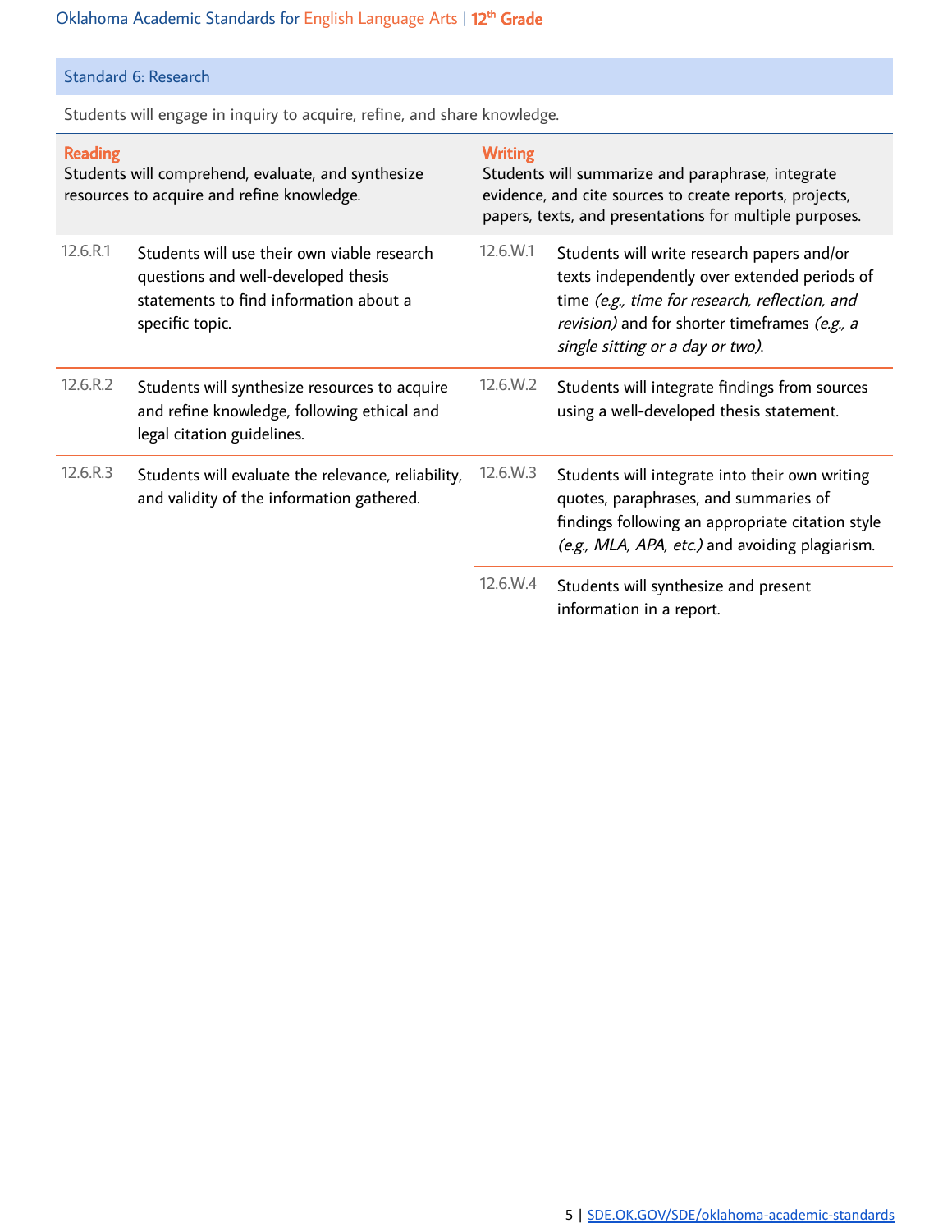## Standard 6: Research

Students will engage in inquiry to acquire, refine, and share knowledge.

| **Reading**<br>Students will comprehend, evaluate, and synthesize resources to acquire and refine knowledge. | | **Writing**<br>Students will summarize and paraphrase, integrate evidence, and cite sources to create reports, projects, papers, texts, and presentations for multiple purposes. | |
|---|---|---|---|
| 12.6.R.1 | Students will use their own viable research questions and well-developed thesis statements to find information about a specific topic. | 12.6.W.1 | Students will write research papers and/or texts independently over extended periods of time *(e.g., time for research, reflection, and revision)* and for shorter timeframes *(e.g., a single sitting or a day or two)*. |
| 12.6.R.2 | Students will synthesize resources to acquire and refine knowledge, following ethical and legal citation guidelines. | 12.6.W.2 | Students will integrate findings from sources using a well-developed thesis statement. |
| 12.6.R.3 | Students will evaluate the relevance, reliability, and validity of the information gathered. | 12.6.W.3 | Students will integrate into their own writing quotes, paraphrases, and summaries of findings following an appropriate citation style *(e.g., MLA, APA, etc.)* and avoiding plagiarism. |
| | | 12.6.W.4 | Students will synthesize and present information in a report. |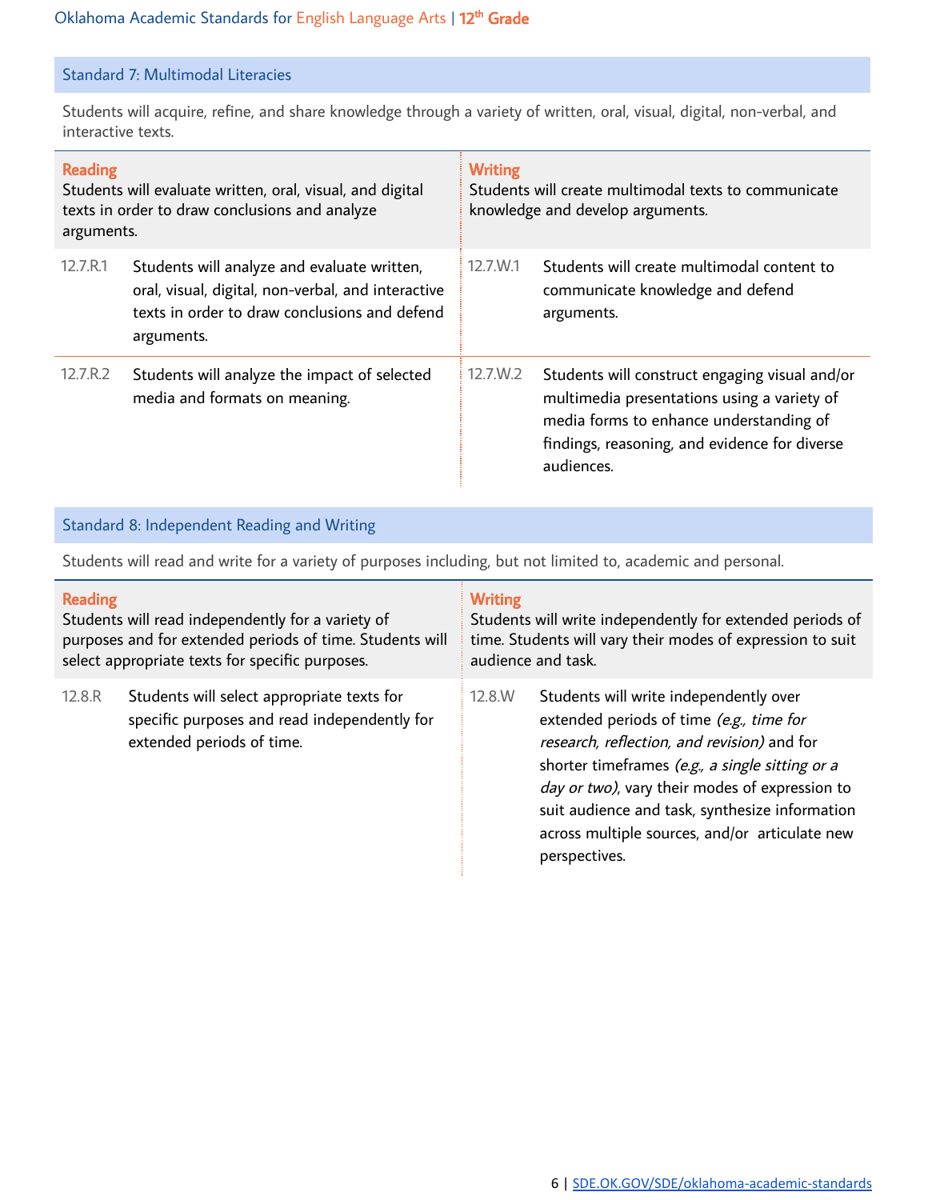## Standard 7: Multimodal Literacies

Students will acquire, refine, and share knowledge through a variety of written, oral, visual, digital, non-verbal, and interactive texts.

| **Reading** Students will evaluate written, oral, visual, and digital texts in order to draw conclusions and analyze arguments. | | **Writing** Students will create multimodal texts to communicate knowledge and develop arguments. | |
|---|---|---|---|
| 12.7.R.1 | Students will analyze and evaluate written, oral, visual, digital, non-verbal, and interactive texts in order to draw conclusions and defend arguments. | 12.7.W.1 | Students will create multimodal content to communicate knowledge and defend arguments. |
| 12.7.R.2 | Students will analyze the impact of selected media and formats on meaning. | 12.7.W.2 | Students will construct engaging visual and/or multimedia presentations using a variety of media forms to enhance understanding of findings, reasoning, and evidence for diverse audiences. |

## Standard 8: Independent Reading and Writing

Students will read and write for a variety of purposes including, but not limited to, academic and personal.

| **Reading** Students will read independently for a variety of purposes and for extended periods of time. Students will select appropriate texts for specific purposes. | | **Writing** Students will write independently for extended periods of time. Students will vary their modes of expression to suit audience and task. | |
|---|---|---|---|
| 12.8.R | Students will select appropriate texts for specific purposes and read independently for extended periods of time. | 12.8.W | Students will write independently over extended periods of time *(e.g., time for research, reflection, and revision)* and for shorter timeframes *(e.g., a single sitting or a day or two)*, vary their modes of expression to suit audience and task, synthesize information across multiple sources, and/or articulate new perspectives. |